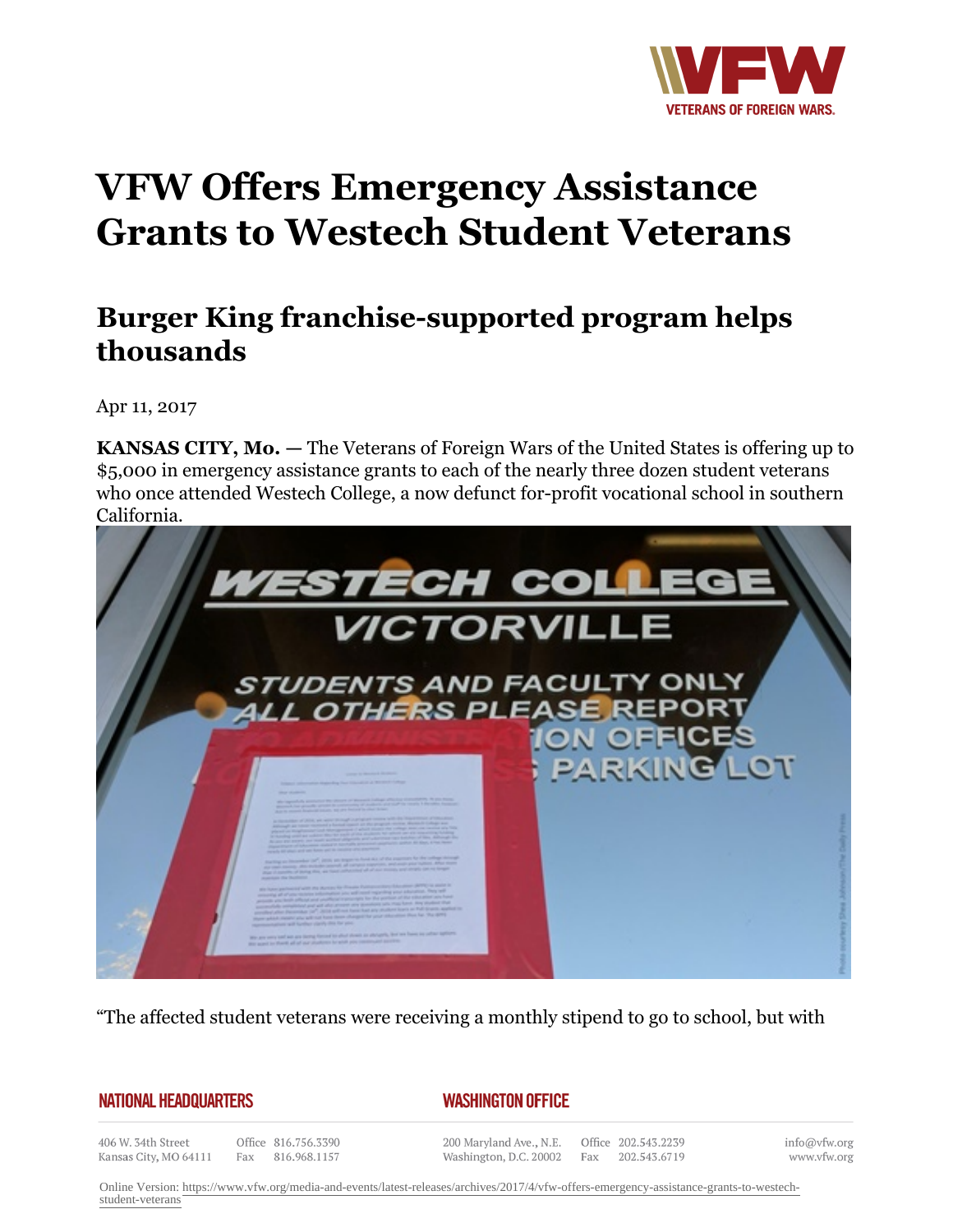# VFW Offers Emergency Assistance Grants to Westech Student Veterans

## Burger King franchise-supported program helps thousands

Apr 11, 2017

**KANSAS CITY, Mo. —** The Veterans of Foreign Wars of the United States is offering up to $5,000 in emergency assistance grants to each of the nearly three dozen student veterans who once attended Westech College, a now defunct for-profit vocational school in southern California.

"The affected student veterans were receiving a monthly stipend to go to school, but with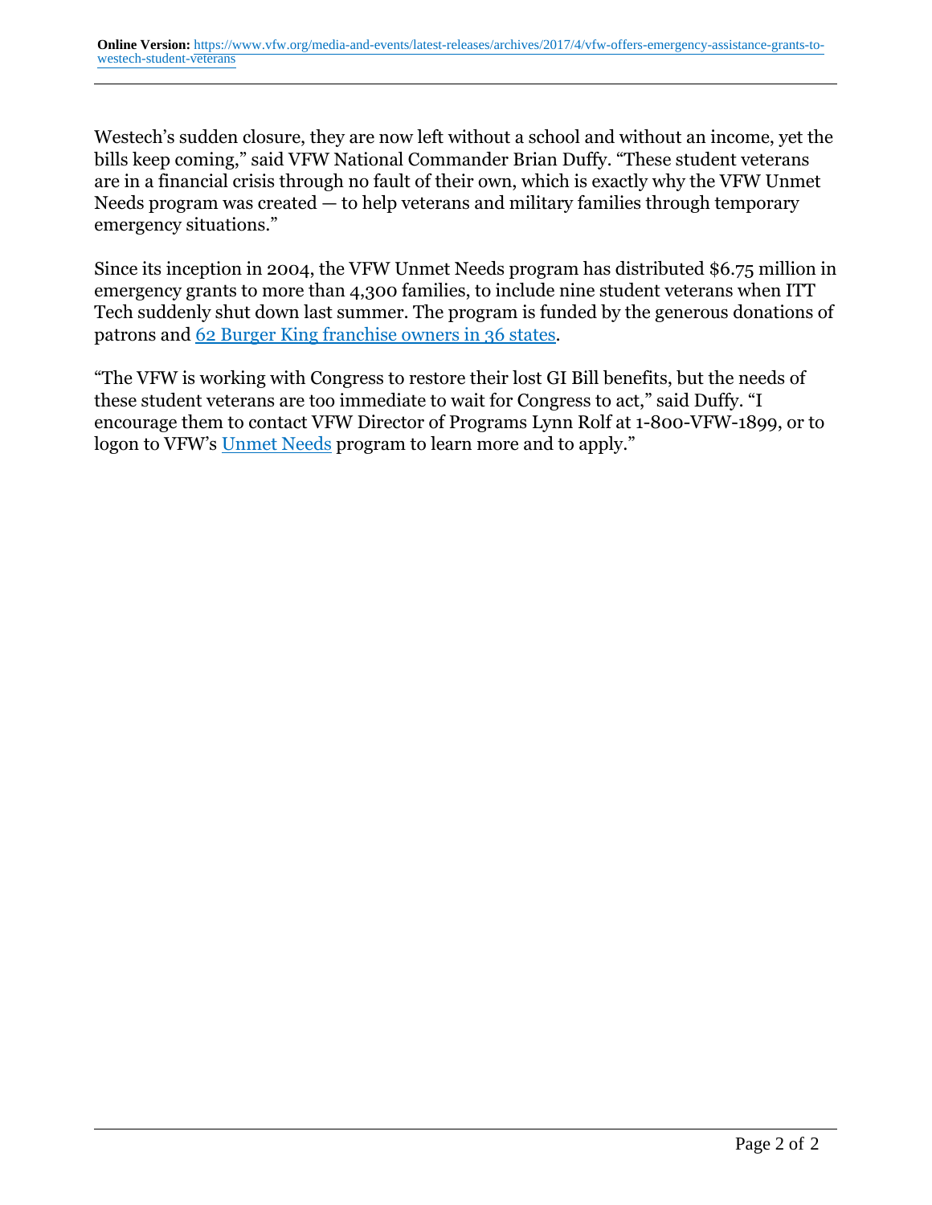Westech's sudden closure, they are now left without a school and without an income, yet the bills keep coming," said VFW National Commander Brian Duffy. "These student veterans are in a financial crisis through no fault of their own, which is exactly why the VFW Unmet Needs program was created — to help veterans and military families through temporary emergency situations."

Since its inception in 2004, the VFW Unmet Needs program has distributed $6.75 million in emergency grants to more than 4,300 families, to include nine student veterans when ITT Tech suddenly shut down last summer. The program is funded by the generous donations of patrons and 62 Burger King franchise owners in 36 states.

"The VFW is working with Congress to restore their lost GI Bill benefits, but the needs of these student veterans are too immediate to wait for Congress to act," said Duffy. "I encourage them to contact VFW Director of Programs Lynn Rolf at 1-800-VFW-1899, or to logon to VFW's Unmet Needs program to learn more and to apply."